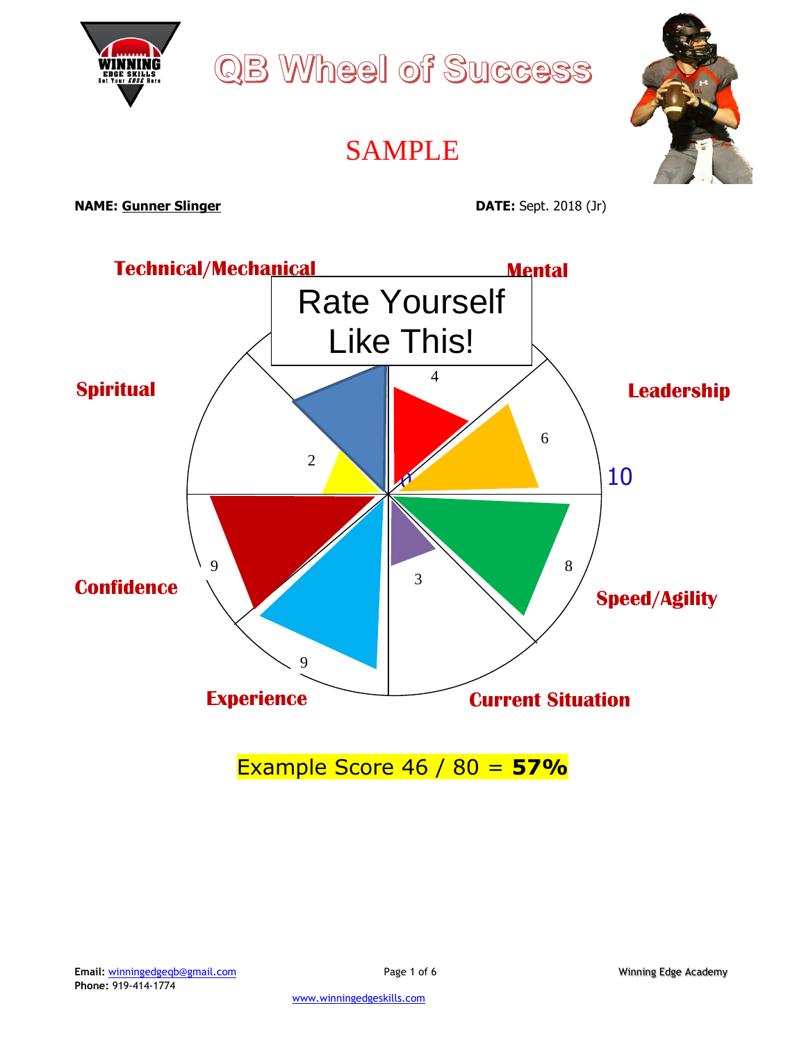# QB Wheel of Success

SAMPLE

**NAME:** **Gunner Slinger** **DATE:** Sept. 2018 (Jr)

Technical/Mechanical

Mental

Rate Yourself Like This!

Spiritual

Leadership

4

6

2

0

10

9

8

3

Confidence

Speed/Agility

9

Experience

Current Situation

Example Score 46 / 80 = **57%**

**Email:** winningedgeqb@gmail.com
**Phone:** 919-414-1774

Winning Edge Academy

www.winningedgeskills.com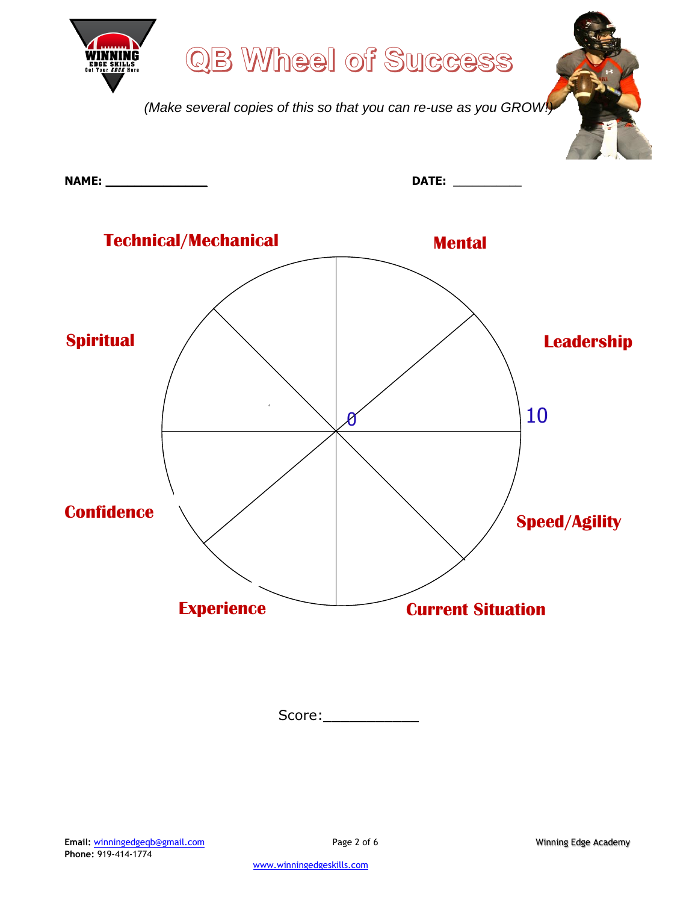# QB Wheel of Success

*(Make several copies of this so that you can re-use as you GROW!)*

**NAME:** ______________ **DATE:** __________

**Technical/Mechanical**

**Mental**

**Spiritual**

**Leadership**

0

10

**Confidence**

**Speed/Agility**

**Experience**

**Current Situation**

Score:___________

**Email:** winningedgeqb@gmail.com
**Phone:** 919-414-1774

Winning Edge Academy

www.winningedgeskills.com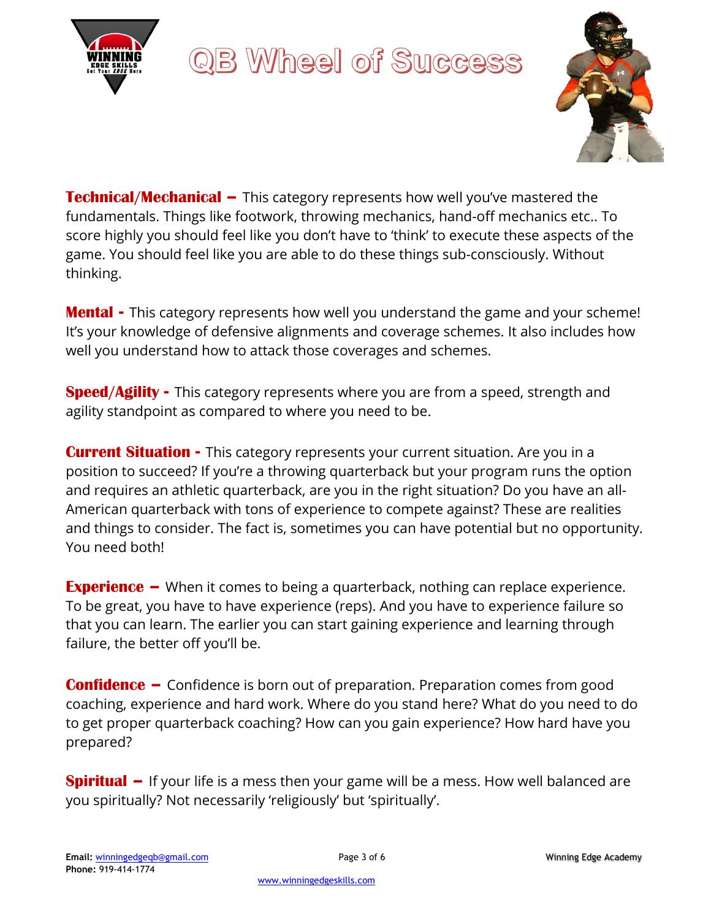# QB Wheel of Success

**Technical/Mechanical –** This category represents how well you've mastered the fundamentals. Things like footwork, throwing mechanics, hand-off mechanics etc.. To score highly you should feel like you don't have to 'think' to execute these aspects of the game. You should feel like you are able to do these things sub-consciously. Without thinking.

**Mental -** This category represents how well you understand the game and your scheme! It's your knowledge of defensive alignments and coverage schemes. It also includes how well you understand how to attack those coverages and schemes.

**Speed/Agility -** This category represents where you are from a speed, strength and agility standpoint as compared to where you need to be.

**Current Situation -** This category represents your current situation. Are you in a position to succeed? If you're a throwing quarterback but your program runs the option and requires an athletic quarterback, are you in the right situation? Do you have an all-American quarterback with tons of experience to compete against? These are realities and things to consider. The fact is, sometimes you can have potential but no opportunity. You need both!

**Experience –** When it comes to being a quarterback, nothing can replace experience. To be great, you have to have experience (reps). And you have to experience failure so that you can learn. The earlier you can start gaining experience and learning through failure, the better off you'll be.

**Confidence –** Confidence is born out of preparation. Preparation comes from good coaching, experience and hard work. Where do you stand here? What do you need to do to get proper quarterback coaching? How can you gain experience? How hard have you prepared?

**Spiritual –** If your life is a mess then your game will be a mess. How well balanced are you spiritually? Not necessarily 'religiously' but 'spiritually'.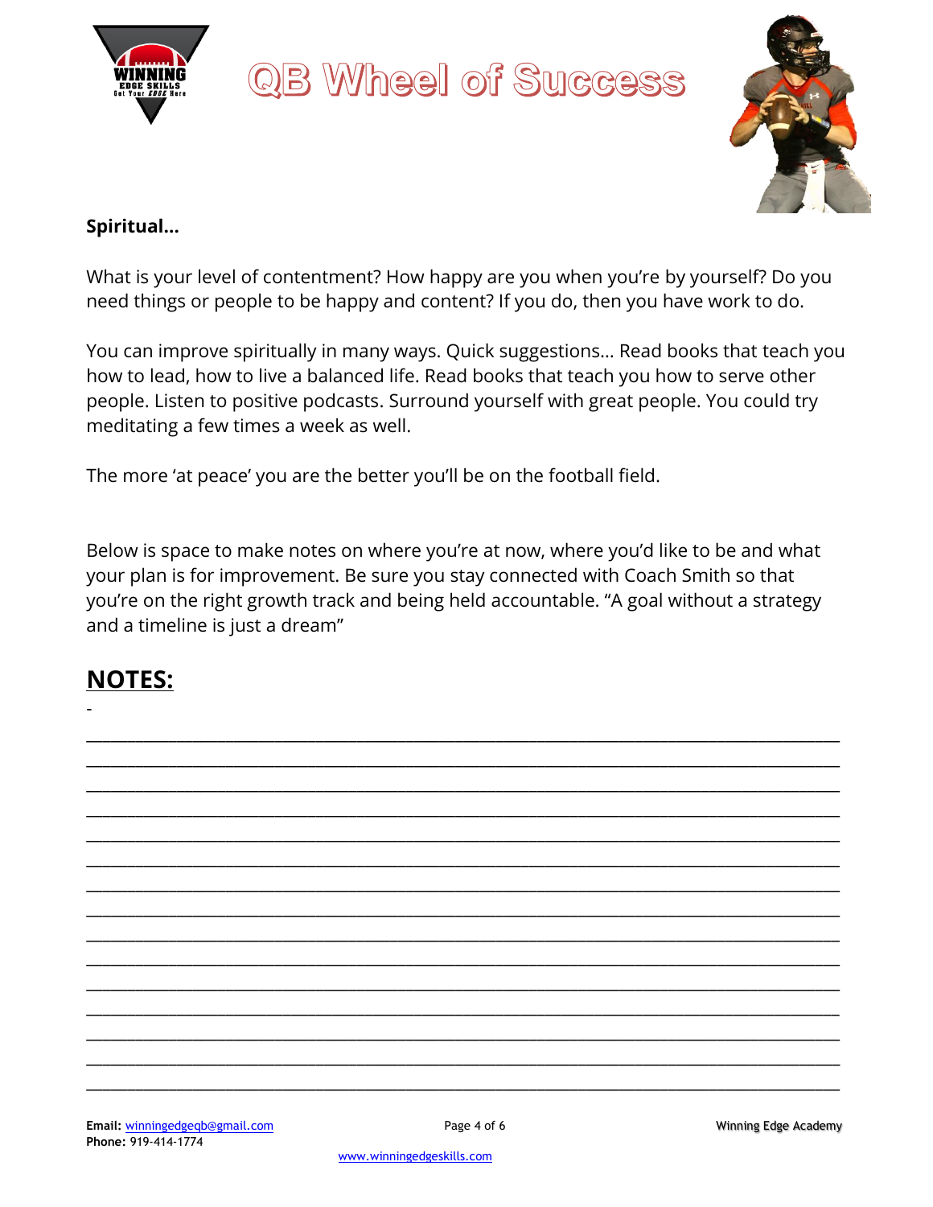# QB Wheel of Success

**Spiritual…**

What is your level of contentment? How happy are you when you're by yourself? Do you need things or people to be happy and content? If you do, then you have work to do.

You can improve spiritually in many ways. Quick suggestions… Read books that teach you how to lead, how to live a balanced life. Read books that teach you how to serve other people. Listen to positive podcasts. Surround yourself with great people. You could try meditating a few times a week as well.

The more 'at peace' you are the better you'll be on the football field.

Below is space to make notes on where you're at now, where you'd like to be and what your plan is for improvement. Be sure you stay connected with Coach Smith so that you're on the right growth track and being held accountable. "A goal without a strategy and a timeline is just a dream"

## NOTES:

-

______________________________________________________________________________

______________________________________________________________________________

______________________________________________________________________________

______________________________________________________________________________

______________________________________________________________________________

______________________________________________________________________________

______________________________________________________________________________

______________________________________________________________________________

______________________________________________________________________________

______________________________________________________________________________

______________________________________________________________________________

______________________________________________________________________________

______________________________________________________________________________

______________________________________________________________________________

______________________________________________________________________________

**Email:** winningedgeqb@gmail.com
**Phone:** 919-414-1774

Winning Edge Academy

www.winningedgeskills.com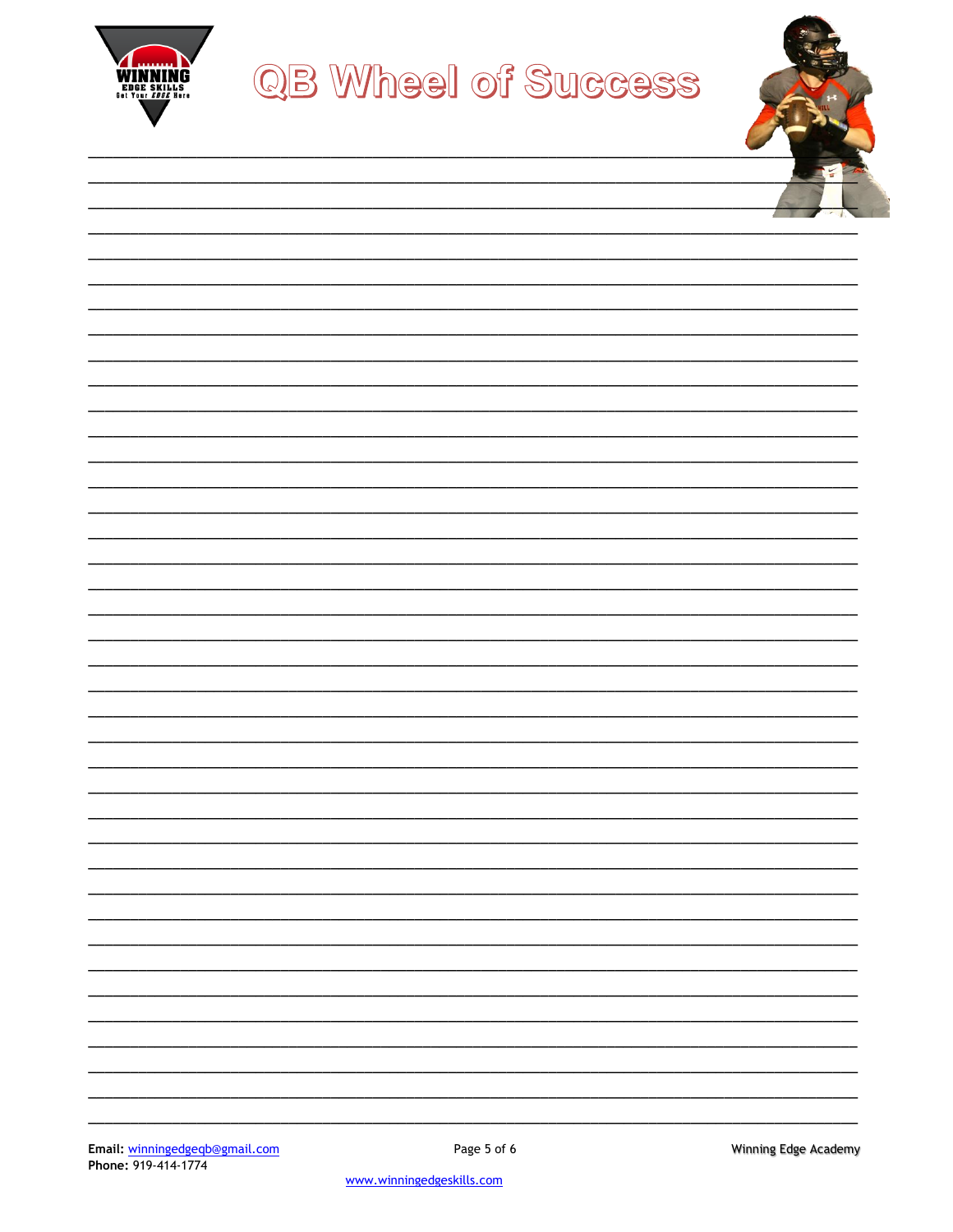# QB Wheel of Success

\_\_\_\_\_\_\_\_\_\_\_\_\_\_\_\_\_\_\_\_\_\_\_\_\_\_\_\_\_\_\_\_\_\_\_\_\_\_\_\_\_\_\_\_\_\_\_\_\_\_\_\_\_\_\_\_\_\_\_\_\_\_\_\_\_\_\_\_\_\_\_\_\_\_\_\_\_\_

\_\_\_\_\_\_\_\_\_\_\_\_\_\_\_\_\_\_\_\_\_\_\_\_\_\_\_\_\_\_\_\_\_\_\_\_\_\_\_\_\_\_\_\_\_\_\_\_\_\_\_\_\_\_\_\_\_\_\_\_\_\_\_\_\_\_\_\_\_\_\_\_\_\_\_\_\_\_

\_\_\_\_\_\_\_\_\_\_\_\_\_\_\_\_\_\_\_\_\_\_\_\_\_\_\_\_\_\_\_\_\_\_\_\_\_\_\_\_\_\_\_\_\_\_\_\_\_\_\_\_\_\_\_\_\_\_\_\_\_\_\_\_\_\_\_\_\_\_\_\_\_\_\_\_\_\_

\_\_\_\_\_\_\_\_\_\_\_\_\_\_\_\_\_\_\_\_\_\_\_\_\_\_\_\_\_\_\_\_\_\_\_\_\_\_\_\_\_\_\_\_\_\_\_\_\_\_\_\_\_\_\_\_\_\_\_\_\_\_\_\_\_\_\_\_\_\_\_\_\_\_\_\_\_\_

\_\_\_\_\_\_\_\_\_\_\_\_\_\_\_\_\_\_\_\_\_\_\_\_\_\_\_\_\_\_\_\_\_\_\_\_\_\_\_\_\_\_\_\_\_\_\_\_\_\_\_\_\_\_\_\_\_\_\_\_\_\_\_\_\_\_\_\_\_\_\_\_\_\_\_\_\_\_

\_\_\_\_\_\_\_\_\_\_\_\_\_\_\_\_\_\_\_\_\_\_\_\_\_\_\_\_\_\_\_\_\_\_\_\_\_\_\_\_\_\_\_\_\_\_\_\_\_\_\_\_\_\_\_\_\_\_\_\_\_\_\_\_\_\_\_\_\_\_\_\_\_\_\_\_\_\_

\_\_\_\_\_\_\_\_\_\_\_\_\_\_\_\_\_\_\_\_\_\_\_\_\_\_\_\_\_\_\_\_\_\_\_\_\_\_\_\_\_\_\_\_\_\_\_\_\_\_\_\_\_\_\_\_\_\_\_\_\_\_\_\_\_\_\_\_\_\_\_\_\_\_\_\_\_\_

\_\_\_\_\_\_\_\_\_\_\_\_\_\_\_\_\_\_\_\_\_\_\_\_\_\_\_\_\_\_\_\_\_\_\_\_\_\_\_\_\_\_\_\_\_\_\_\_\_\_\_\_\_\_\_\_\_\_\_\_\_\_\_\_\_\_\_\_\_\_\_\_\_\_\_\_\_\_

\_\_\_\_\_\_\_\_\_\_\_\_\_\_\_\_\_\_\_\_\_\_\_\_\_\_\_\_\_\_\_\_\_\_\_\_\_\_\_\_\_\_\_\_\_\_\_\_\_\_\_\_\_\_\_\_\_\_\_\_\_\_\_\_\_\_\_\_\_\_\_\_\_\_\_\_\_\_

\_\_\_\_\_\_\_\_\_\_\_\_\_\_\_\_\_\_\_\_\_\_\_\_\_\_\_\_\_\_\_\_\_\_\_\_\_\_\_\_\_\_\_\_\_\_\_\_\_\_\_\_\_\_\_\_\_\_\_\_\_\_\_\_\_\_\_\_\_\_\_\_\_\_\_\_\_\_

\_\_\_\_\_\_\_\_\_\_\_\_\_\_\_\_\_\_\_\_\_\_\_\_\_\_\_\_\_\_\_\_\_\_\_\_\_\_\_\_\_\_\_\_\_\_\_\_\_\_\_\_\_\_\_\_\_\_\_\_\_\_\_\_\_\_\_\_\_\_\_\_\_\_\_\_\_\_

\_\_\_\_\_\_\_\_\_\_\_\_\_\_\_\_\_\_\_\_\_\_\_\_\_\_\_\_\_\_\_\_\_\_\_\_\_\_\_\_\_\_\_\_\_\_\_\_\_\_\_\_\_\_\_\_\_\_\_\_\_\_\_\_\_\_\_\_\_\_\_\_\_\_\_\_\_\_

\_\_\_\_\_\_\_\_\_\_\_\_\_\_\_\_\_\_\_\_\_\_\_\_\_\_\_\_\_\_\_\_\_\_\_\_\_\_\_\_\_\_\_\_\_\_\_\_\_\_\_\_\_\_\_\_\_\_\_\_\_\_\_\_\_\_\_\_\_\_\_\_\_\_\_\_\_\_

\_\_\_\_\_\_\_\_\_\_\_\_\_\_\_\_\_\_\_\_\_\_\_\_\_\_\_\_\_\_\_\_\_\_\_\_\_\_\_\_\_\_\_\_\_\_\_\_\_\_\_\_\_\_\_\_\_\_\_\_\_\_\_\_\_\_\_\_\_\_\_\_\_\_\_\_\_\_

\_\_\_\_\_\_\_\_\_\_\_\_\_\_\_\_\_\_\_\_\_\_\_\_\_\_\_\_\_\_\_\_\_\_\_\_\_\_\_\_\_\_\_\_\_\_\_\_\_\_\_\_\_\_\_\_\_\_\_\_\_\_\_\_\_\_\_\_\_\_\_\_\_\_\_\_\_\_

\_\_\_\_\_\_\_\_\_\_\_\_\_\_\_\_\_\_\_\_\_\_\_\_\_\_\_\_\_\_\_\_\_\_\_\_\_\_\_\_\_\_\_\_\_\_\_\_\_\_\_\_\_\_\_\_\_\_\_\_\_\_\_\_\_\_\_\_\_\_\_\_\_\_\_\_\_\_

\_\_\_\_\_\_\_\_\_\_\_\_\_\_\_\_\_\_\_\_\_\_\_\_\_\_\_\_\_\_\_\_\_\_\_\_\_\_\_\_\_\_\_\_\_\_\_\_\_\_\_\_\_\_\_\_\_\_\_\_\_\_\_\_\_\_\_\_\_\_\_\_\_\_\_\_\_\_

\_\_\_\_\_\_\_\_\_\_\_\_\_\_\_\_\_\_\_\_\_\_\_\_\_\_\_\_\_\_\_\_\_\_\_\_\_\_\_\_\_\_\_\_\_\_\_\_\_\_\_\_\_\_\_\_\_\_\_\_\_\_\_\_\_\_\_\_\_\_\_\_\_\_\_\_\_\_

\_\_\_\_\_\_\_\_\_\_\_\_\_\_\_\_\_\_\_\_\_\_\_\_\_\_\_\_\_\_\_\_\_\_\_\_\_\_\_\_\_\_\_\_\_\_\_\_\_\_\_\_\_\_\_\_\_\_\_\_\_\_\_\_\_\_\_\_\_\_\_\_\_\_\_\_\_\_

\_\_\_\_\_\_\_\_\_\_\_\_\_\_\_\_\_\_\_\_\_\_\_\_\_\_\_\_\_\_\_\_\_\_\_\_\_\_\_\_\_\_\_\_\_\_\_\_\_\_\_\_\_\_\_\_\_\_\_\_\_\_\_\_\_\_\_\_\_\_\_\_\_\_\_\_\_\_

\_\_\_\_\_\_\_\_\_\_\_\_\_\_\_\_\_\_\_\_\_\_\_\_\_\_\_\_\_\_\_\_\_\_\_\_\_\_\_\_\_\_\_\_\_\_\_\_\_\_\_\_\_\_\_\_\_\_\_\_\_\_\_\_\_\_\_\_\_\_\_\_\_\_\_\_\_\_

\_\_\_\_\_\_\_\_\_\_\_\_\_\_\_\_\_\_\_\_\_\_\_\_\_\_\_\_\_\_\_\_\_\_\_\_\_\_\_\_\_\_\_\_\_\_\_\_\_\_\_\_\_\_\_\_\_\_\_\_\_\_\_\_\_\_\_\_\_\_\_\_\_\_\_\_\_\_

\_\_\_\_\_\_\_\_\_\_\_\_\_\_\_\_\_\_\_\_\_\_\_\_\_\_\_\_\_\_\_\_\_\_\_\_\_\_\_\_\_\_\_\_\_\_\_\_\_\_\_\_\_\_\_\_\_\_\_\_\_\_\_\_\_\_\_\_\_\_\_\_\_\_\_\_\_\_

\_\_\_\_\_\_\_\_\_\_\_\_\_\_\_\_\_\_\_\_\_\_\_\_\_\_\_\_\_\_\_\_\_\_\_\_\_\_\_\_\_\_\_\_\_\_\_\_\_\_\_\_\_\_\_\_\_\_\_\_\_\_\_\_\_\_\_\_\_\_\_\_\_\_\_\_\_\_

\_\_\_\_\_\_\_\_\_\_\_\_\_\_\_\_\_\_\_\_\_\_\_\_\_\_\_\_\_\_\_\_\_\_\_\_\_\_\_\_\_\_\_\_\_\_\_\_\_\_\_\_\_\_\_\_\_\_\_\_\_\_\_\_\_\_\_\_\_\_\_\_\_\_\_\_\_\_

\_\_\_\_\_\_\_\_\_\_\_\_\_\_\_\_\_\_\_\_\_\_\_\_\_\_\_\_\_\_\_\_\_\_\_\_\_\_\_\_\_\_\_\_\_\_\_\_\_\_\_\_\_\_\_\_\_\_\_\_\_\_\_\_\_\_\_\_\_\_\_\_\_\_\_\_\_\_

\_\_\_\_\_\_\_\_\_\_\_\_\_\_\_\_\_\_\_\_\_\_\_\_\_\_\_\_\_\_\_\_\_\_\_\_\_\_\_\_\_\_\_\_\_\_\_\_\_\_\_\_\_\_\_\_\_\_\_\_\_\_\_\_\_\_\_\_\_\_\_\_\_\_\_\_\_\_

\_\_\_\_\_\_\_\_\_\_\_\_\_\_\_\_\_\_\_\_\_\_\_\_\_\_\_\_\_\_\_\_\_\_\_\_\_\_\_\_\_\_\_\_\_\_\_\_\_\_\_\_\_\_\_\_\_\_\_\_\_\_\_\_\_\_\_\_\_\_\_\_\_\_\_\_\_\_

\_\_\_\_\_\_\_\_\_\_\_\_\_\_\_\_\_\_\_\_\_\_\_\_\_\_\_\_\_\_\_\_\_\_\_\_\_\_\_\_\_\_\_\_\_\_\_\_\_\_\_\_\_\_\_\_\_\_\_\_\_\_\_\_\_\_\_\_\_\_\_\_\_\_\_\_\_\_

\_\_\_\_\_\_\_\_\_\_\_\_\_\_\_\_\_\_\_\_\_\_\_\_\_\_\_\_\_\_\_\_\_\_\_\_\_\_\_\_\_\_\_\_\_\_\_\_\_\_\_\_\_\_\_\_\_\_\_\_\_\_\_\_\_\_\_\_\_\_\_\_\_\_\_\_\_\_

\_\_\_\_\_\_\_\_\_\_\_\_\_\_\_\_\_\_\_\_\_\_\_\_\_\_\_\_\_\_\_\_\_\_\_\_\_\_\_\_\_\_\_\_\_\_\_\_\_\_\_\_\_\_\_\_\_\_\_\_\_\_\_\_\_\_\_\_\_\_\_\_\_\_\_\_\_\_

\_\_\_\_\_\_\_\_\_\_\_\_\_\_\_\_\_\_\_\_\_\_\_\_\_\_\_\_\_\_\_\_\_\_\_\_\_\_\_\_\_\_\_\_\_\_\_\_\_\_\_\_\_\_\_\_\_\_\_\_\_\_\_\_\_\_\_\_\_\_\_\_\_\_\_\_\_\_

\_\_\_\_\_\_\_\_\_\_\_\_\_\_\_\_\_\_\_\_\_\_\_\_\_\_\_\_\_\_\_\_\_\_\_\_\_\_\_\_\_\_\_\_\_\_\_\_\_\_\_\_\_\_\_\_\_\_\_\_\_\_\_\_\_\_\_\_\_\_\_\_\_\_\_\_\_\_

\_\_\_\_\_\_\_\_\_\_\_\_\_\_\_\_\_\_\_\_\_\_\_\_\_\_\_\_\_\_\_\_\_\_\_\_\_\_\_\_\_\_\_\_\_\_\_\_\_\_\_\_\_\_\_\_\_\_\_\_\_\_\_\_\_\_\_\_\_\_\_\_\_\_\_\_\_\_

\_\_\_\_\_\_\_\_\_\_\_\_\_\_\_\_\_\_\_\_\_\_\_\_\_\_\_\_\_\_\_\_\_\_\_\_\_\_\_\_\_\_\_\_\_\_\_\_\_\_\_\_\_\_\_\_\_\_\_\_\_\_\_\_\_\_\_\_\_\_\_\_\_\_\_\_\_\_

\_\_\_\_\_\_\_\_\_\_\_\_\_\_\_\_\_\_\_\_\_\_\_\_\_\_\_\_\_\_\_\_\_\_\_\_\_\_\_\_\_\_\_\_\_\_\_\_\_\_\_\_\_\_\_\_\_\_\_\_\_\_\_\_\_\_\_\_\_\_\_\_\_\_\_\_\_\_

\_\_\_\_\_\_\_\_\_\_\_\_\_\_\_\_\_\_\_\_\_\_\_\_\_\_\_\_\_\_\_\_\_\_\_\_\_\_\_\_\_\_\_\_\_\_\_\_\_\_\_\_\_\_\_\_\_\_\_\_\_\_\_\_\_\_\_\_\_\_\_\_\_\_\_\_\_\_

**Email:** winningedgeqb@gmail.com
**Phone:** 919-414-1774

Winning Edge Academy

www.winningedgeskills.com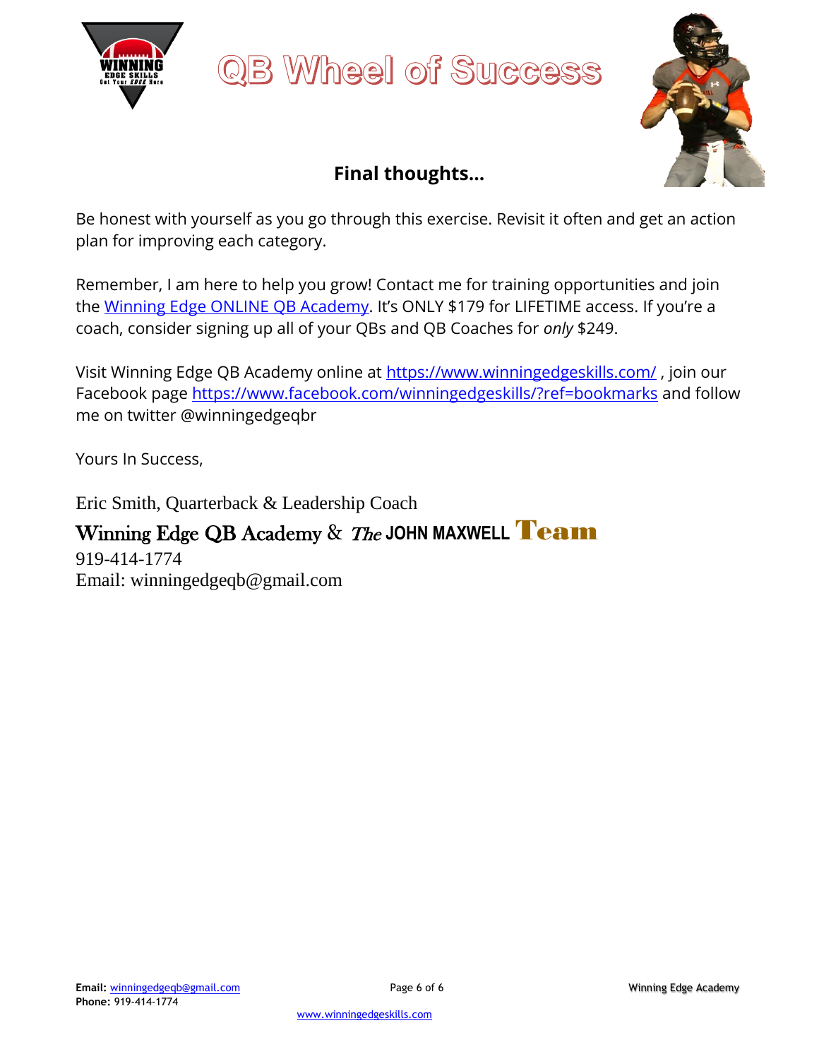# QB Wheel of Success

## Final thoughts…

Be honest with yourself as you go through this exercise. Revisit it often and get an action plan for improving each category.

Remember, I am here to help you grow! Contact me for training opportunities and join the Winning Edge ONLINE QB Academy. It's ONLY $179 for LIFETIME access. If you're a coach, consider signing up all of your QBs and QB Coaches for *only* $249.

Visit Winning Edge QB Academy online at https://www.winningedgeskills.com/ , join our Facebook page https://www.facebook.com/winningedgeskills/?ref=bookmarks and follow me on twitter @winningedgeqbr

Yours In Success,

Eric Smith, Quarterback & Leadership Coach
Winning Edge QB Academy & *The* JOHN MAXWELL **Team**
919-414-1774
Email: winningedgeqb@gmail.com